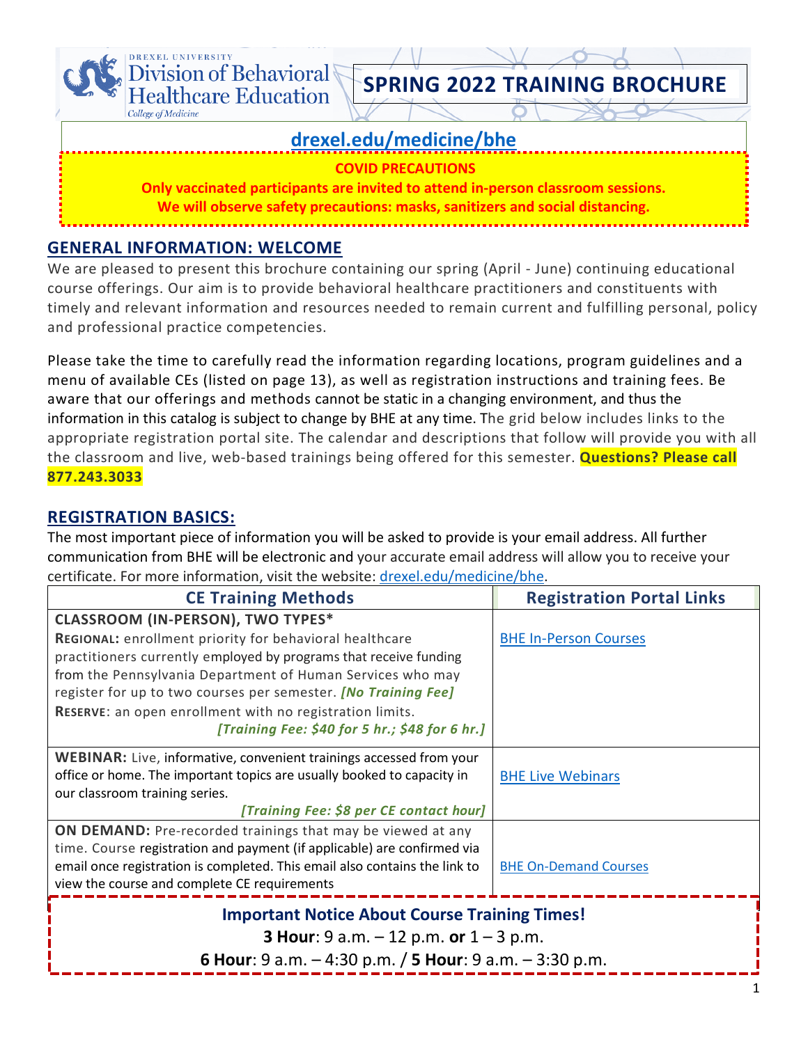DREXEL UNIVERSITY
Division of Behavioral Healthcare Education
College of Medicine

# SPRING 2022 TRAINING BROCHURE

**drexel.edu/medicine/bhe**

**COVID PRECAUTIONS**
**Only vaccinated participants are invited to attend in-person classroom sessions.**
**We will observe safety precautions: masks, sanitizers and social distancing.**

## GENERAL INFORMATION: WELCOME

We are pleased to present this brochure containing our spring (April - June) continuing educational course offerings. Our aim is to provide behavioral healthcare practitioners and constituents with timely and relevant information and resources needed to remain current and fulfilling personal, policy and professional practice competencies.

Please take the time to carefully read the information regarding locations, program guidelines and a menu of available CEs (listed on page 13), as well as registration instructions and training fees. Be aware that our offerings and methods cannot be static in a changing environment, and thus the information in this catalog is subject to change by BHE at any time. The grid below includes links to the appropriate registration portal site. The calendar and descriptions that follow will provide you with all the classroom and live, web-based trainings being offered for this semester. **Questions? Please call 877.243.3033**

## REGISTRATION BASICS:

The most important piece of information you will be asked to provide is your email address. All further communication from BHE will be electronic and your accurate email address will allow you to receive your certificate. For more information, visit the website: drexel.edu/medicine/bhe.

| CE Training Methods | Registration Portal Links |
|---|---|
| **CLASSROOM (IN-PERSON), TWO TYPES*** <br> **REGIONAL:** enrollment priority for behavioral healthcare practitioners currently employed by programs that receive funding from the Pennsylvania Department of Human Services who may register for up to two courses per semester. ***[No Training Fee]*** <br> **RESERVE**: an open enrollment with no registration limits. ***[Training Fee: $40 for 5 hr.; $48 for 6 hr.]*** | BHE In-Person Courses |
| **WEBINAR:** Live, informative, convenient trainings accessed from your office or home. The important topics are usually booked to capacity in our classroom training series. ***[Training Fee: $8 per CE contact hour]*** | BHE Live Webinars |
| **ON DEMAND:** Pre-recorded trainings that may be viewed at any time. Course registration and payment (if applicable) are confirmed via email once registration is completed. This email also contains the link to view the course and complete CE requirements | BHE On-Demand Courses |

**Important Notice About Course Training Times!**

**3 Hour**: 9 a.m. – 12 p.m. **or** 1 – 3 p.m.

**6 Hour**: 9 a.m. – 4:30 p.m. / **5 Hour**: 9 a.m. – 3:30 p.m.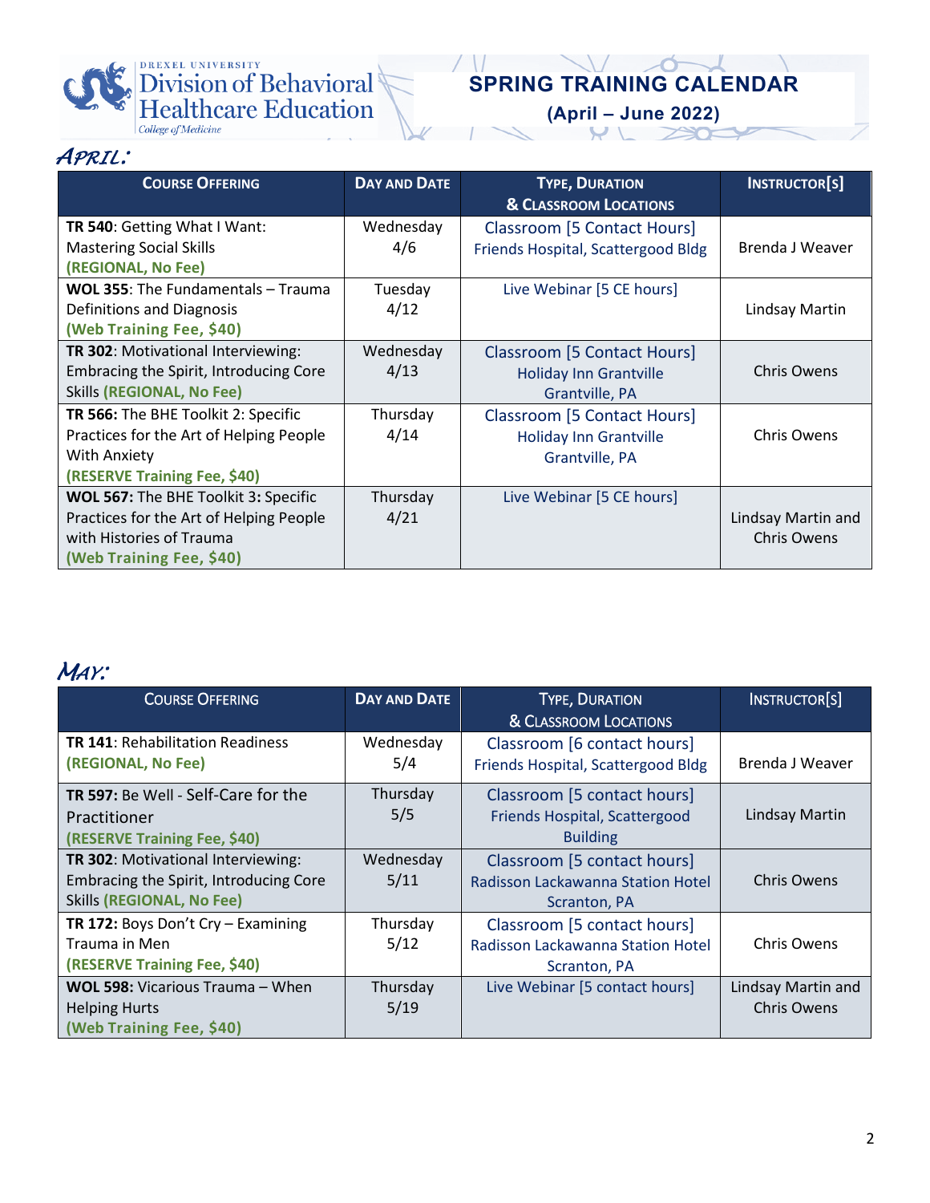DREXEL UNIVERSITY
Division of Behavioral Healthcare Education
College of Medicine

# SPRING TRAINING CALENDAR
## (April – June 2022)

## *APRIL:*

| COURSE OFFERING | DAY AND DATE | TYPE, DURATION & CLASSROOM LOCATIONS | INSTRUCTOR[S] |
|---|---|---|---|
| **TR 540**: Getting What I Want: Mastering Social Skills **(REGIONAL, No Fee)** | Wednesday 4/6 | Classroom [5 Contact Hours] Friends Hospital, Scattergood Bldg | Brenda J Weaver |
| **WOL 355**: The Fundamentals – Trauma Definitions and Diagnosis **(Web Training Fee, $40)** | Tuesday 4/12 | Live Webinar [5 CE hours] | Lindsay Martin |
| **TR 302**: Motivational Interviewing: Embracing the Spirit, Introducing Core Skills **(REGIONAL, No Fee)** | Wednesday 4/13 | Classroom [5 Contact Hours] Holiday Inn Grantville Grantville, PA | Chris Owens |
| **TR 566:** The BHE Toolkit 2: Specific Practices for the Art of Helping People With Anxiety **(RESERVE Training Fee, $40)** | Thursday 4/14 | Classroom [5 Contact Hours] Holiday Inn Grantville Grantville, PA | Chris Owens |
| **WOL 567:** The BHE Toolkit 3: Specific Practices for the Art of Helping People with Histories of Trauma **(Web Training Fee, $40)** | Thursday 4/21 | Live Webinar [5 CE hours] | Lindsay Martin and Chris Owens |

## *MAY:*

| COURSE OFFERING | DAY AND DATE | TYPE, DURATION & CLASSROOM LOCATIONS | INSTRUCTOR[S] |
|---|---|---|---|
| **TR 141**: Rehabilitation Readiness **(REGIONAL, No Fee)** | Wednesday 5/4 | Classroom [6 contact hours] Friends Hospital, Scattergood Bldg | Brenda J Weaver |
| **TR 597:** Be Well - Self-Care for the Practitioner **(RESERVE Training Fee, $40)** | Thursday 5/5 | Classroom [5 contact hours] Friends Hospital, Scattergood Building | Lindsay Martin |
| **TR 302**: Motivational Interviewing: Embracing the Spirit, Introducing Core Skills **(REGIONAL, No Fee)** | Wednesday 5/11 | Classroom [5 contact hours] Radisson Lackawanna Station Hotel Scranton, PA | Chris Owens |
| **TR 172:** Boys Don't Cry – Examining Trauma in Men **(RESERVE Training Fee, $40)** | Thursday 5/12 | Classroom [5 contact hours] Radisson Lackawanna Station Hotel Scranton, PA | Chris Owens |
| **WOL 598:** Vicarious Trauma – When Helping Hurts **(Web Training Fee, $40)** | Thursday 5/19 | Live Webinar [5 contact hours] | Lindsay Martin and Chris Owens |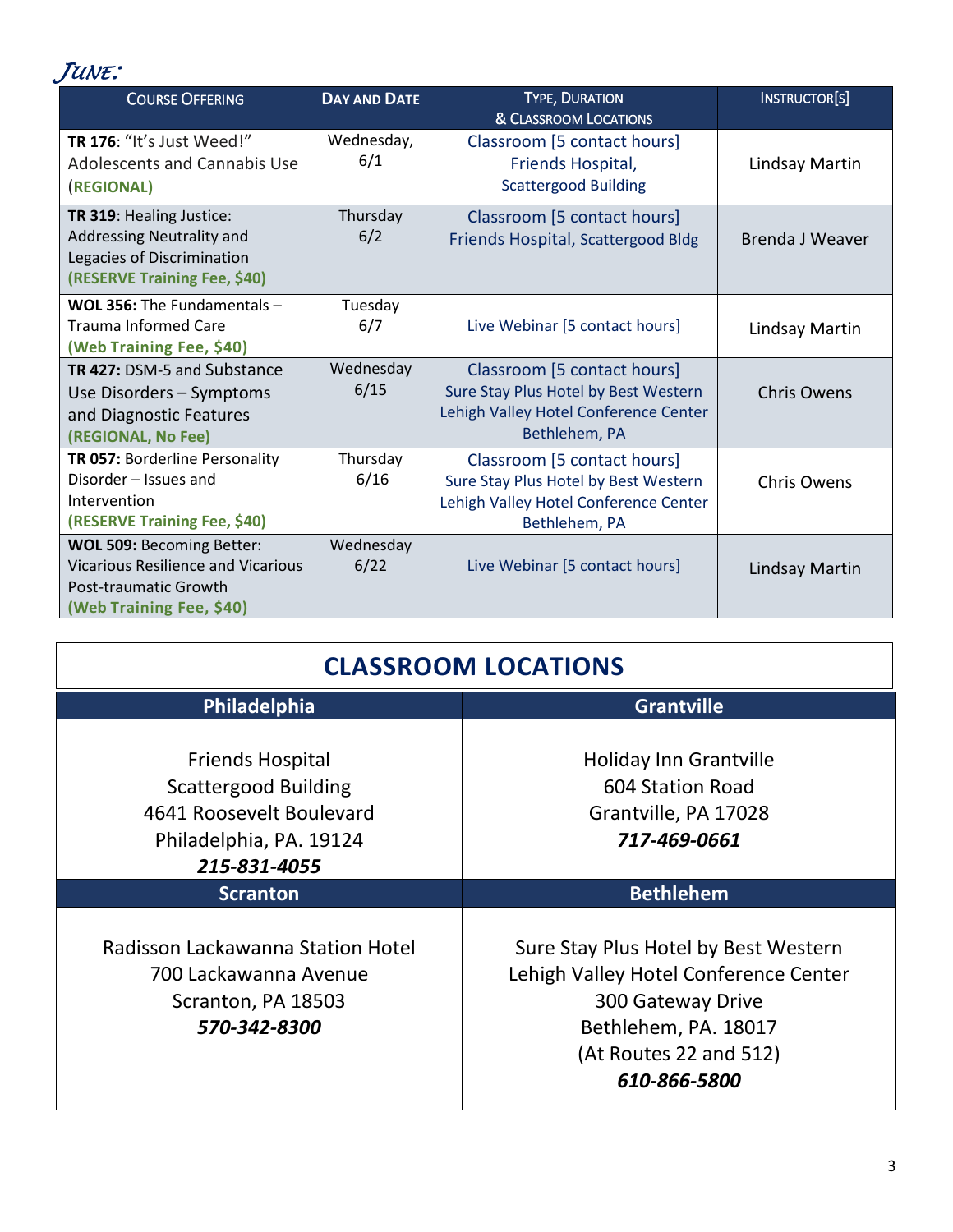## *June:*

| Course Offering | Day and Date | Type, Duration & Classroom Locations | Instructor[s] |
|---|---|---|---|
| **TR 176**: "It's Just Weed!" Adolescents and Cannabis Use (**REGIONAL)** | Wednesday, 6/1 | Classroom [5 contact hours] Friends Hospital, Scattergood Building | Lindsay Martin |
| **TR 319**: Healing Justice: Addressing Neutrality and Legacies of Discrimination **(RESERVE Training Fee, $40)** | Thursday 6/2 | Classroom [5 contact hours] Friends Hospital, Scattergood Bldg | Brenda J Weaver |
| **WOL 356:** The Fundamentals – Trauma Informed Care **(Web Training Fee, $40)** | Tuesday 6/7 | Live Webinar [5 contact hours] | Lindsay Martin |
| **TR 427:** DSM-5 and Substance Use Disorders – Symptoms and Diagnostic Features **(REGIONAL, No Fee)** | Wednesday 6/15 | Classroom [5 contact hours] Sure Stay Plus Hotel by Best Western Lehigh Valley Hotel Conference Center Bethlehem, PA | Chris Owens |
| **TR 057:** Borderline Personality Disorder – Issues and Intervention **(RESERVE Training Fee, $40)** | Thursday 6/16 | Classroom [5 contact hours] Sure Stay Plus Hotel by Best Western Lehigh Valley Hotel Conference Center Bethlehem, PA | Chris Owens |
| **WOL 509:** Becoming Better: Vicarious Resilience and Vicarious Post-traumatic Growth **(Web Training Fee, $40)** | Wednesday 6/22 | Live Webinar [5 contact hours] | Lindsay Martin |

## CLASSROOM LOCATIONS

| Philadelphia | Grantville |
|---|---|
| Friends Hospital<br>Scattergood Building<br>4641 Roosevelt Boulevard<br>Philadelphia, PA. 19124<br>***215-831-4055*** | Holiday Inn Grantville<br>604 Station Road<br>Grantville, PA 17028<br>***717-469-0661*** |
| **Scranton** | **Bethlehem** |
| Radisson Lackawanna Station Hotel<br>700 Lackawanna Avenue<br>Scranton, PA 18503<br>***570-342-8300*** | Sure Stay Plus Hotel by Best Western<br>Lehigh Valley Hotel Conference Center<br>300 Gateway Drive<br>Bethlehem, PA. 18017<br>(At Routes 22 and 512)<br>***610-866-5800*** |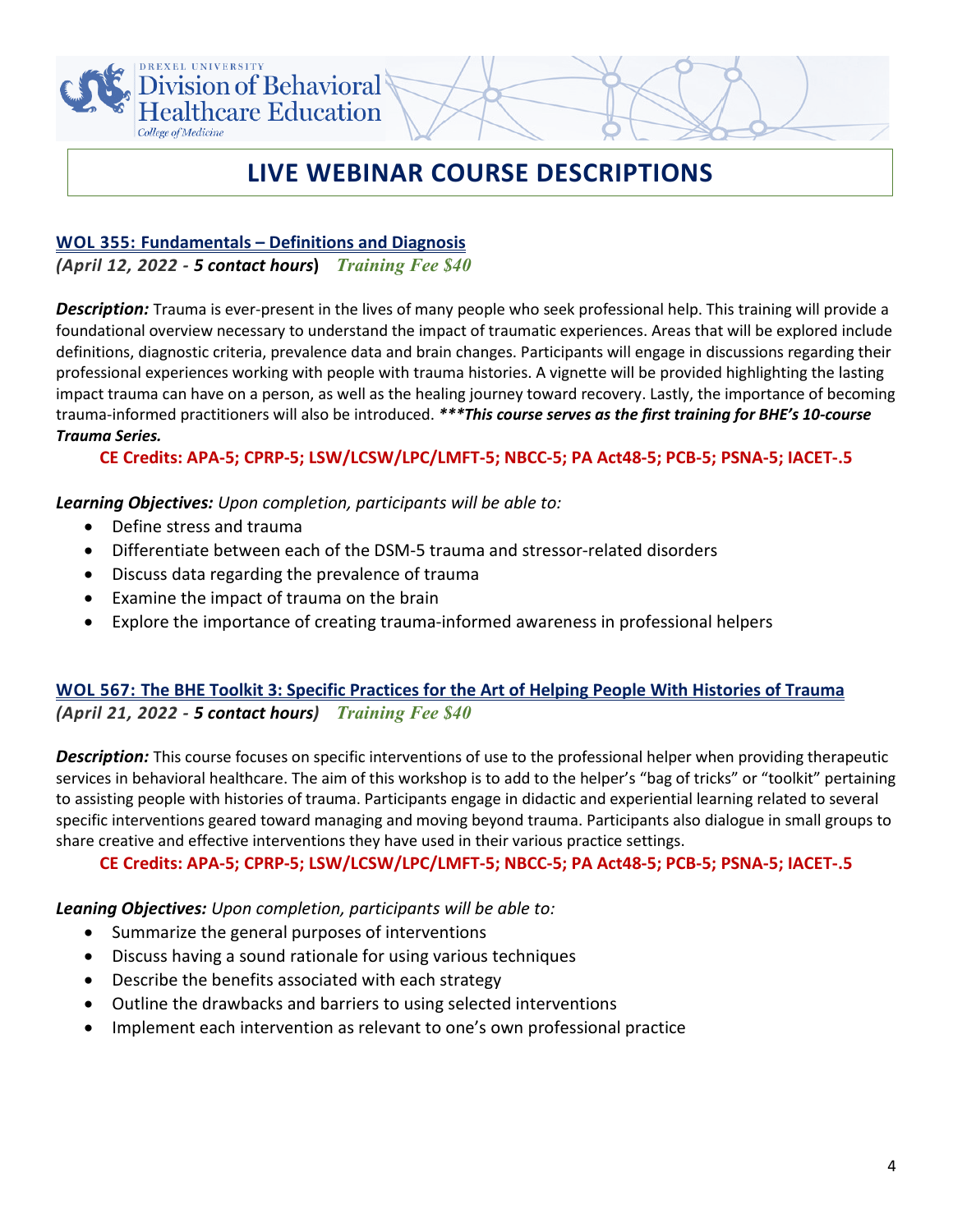# LIVE WEBINAR COURSE DESCRIPTIONS

## WOL 355: Fundamentals – Definitions and Diagnosis

***(April 12, 2022 - 5 contact hours)*** ***Training Fee $40***

***Description:*** Trauma is ever-present in the lives of many people who seek professional help. This training will provide a foundational overview necessary to understand the impact of traumatic experiences. Areas that will be explored include definitions, diagnostic criteria, prevalence data and brain changes. Participants will engage in discussions regarding their professional experiences working with people with trauma histories. A vignette will be provided highlighting the lasting impact trauma can have on a person, as well as the healing journey toward recovery. Lastly, the importance of becoming trauma-informed practitioners will also be introduced. ****\*\*This course serves as the first training for BHE's 10-course Trauma Series.***

**CE Credits: APA-5; CPRP-5; LSW/LCSW/LPC/LMFT-5; NBCC-5; PA Act48-5; PCB-5; PSNA-5; IACET-.5**

***Learning Objectives:*** *Upon completion, participants will be able to:*

- Define stress and trauma
- Differentiate between each of the DSM-5 trauma and stressor-related disorders
- Discuss data regarding the prevalence of trauma
- Examine the impact of trauma on the brain
- Explore the importance of creating trauma-informed awareness in professional helpers

## WOL 567: The BHE Toolkit 3: Specific Practices for the Art of Helping People With Histories of Trauma

***(April 21, 2022 - 5 contact hours)*** ***Training Fee $40***

***Description:*** This course focuses on specific interventions of use to the professional helper when providing therapeutic services in behavioral healthcare. The aim of this workshop is to add to the helper's "bag of tricks" or "toolkit" pertaining to assisting people with histories of trauma. Participants engage in didactic and experiential learning related to several specific interventions geared toward managing and moving beyond trauma. Participants also dialogue in small groups to share creative and effective interventions they have used in their various practice settings.

**CE Credits: APA-5; CPRP-5; LSW/LCSW/LPC/LMFT-5; NBCC-5; PA Act48-5; PCB-5; PSNA-5; IACET-.5**

***Leaning Objectives:*** *Upon completion, participants will be able to:*

- Summarize the general purposes of interventions
- Discuss having a sound rationale for using various techniques
- Describe the benefits associated with each strategy
- Outline the drawbacks and barriers to using selected interventions
- Implement each intervention as relevant to one's own professional practice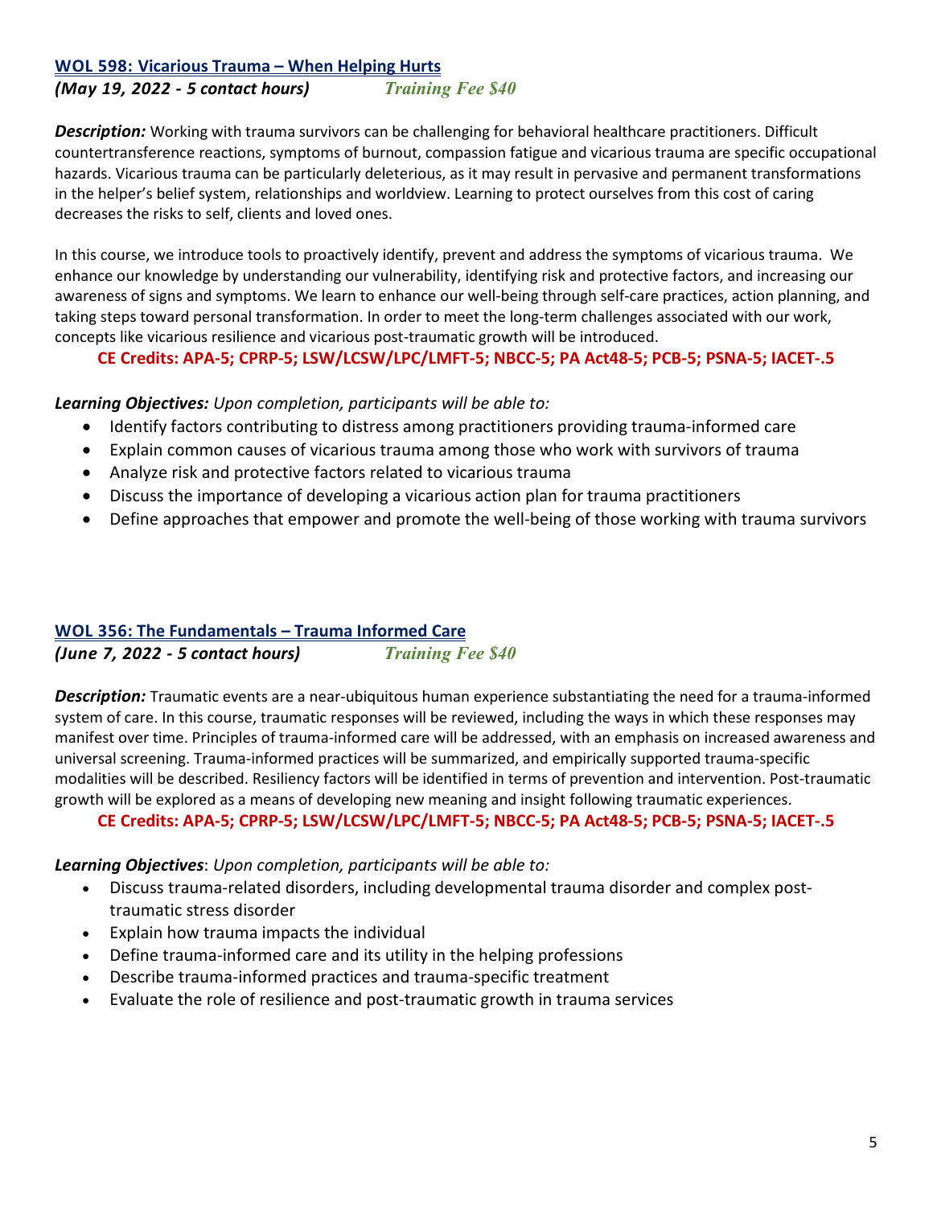## WOL 598: Vicarious Trauma – When Helping Hurts

***(May 19, 2022 - 5 contact hours)*** ***Training Fee $40***

***Description:*** Working with trauma survivors can be challenging for behavioral healthcare practitioners. Difficult countertransference reactions, symptoms of burnout, compassion fatigue and vicarious trauma are specific occupational hazards. Vicarious trauma can be particularly deleterious, as it may result in pervasive and permanent transformations in the helper's belief system, relationships and worldview. Learning to protect ourselves from this cost of caring decreases the risks to self, clients and loved ones.

In this course, we introduce tools to proactively identify, prevent and address the symptoms of vicarious trauma. We enhance our knowledge by understanding our vulnerability, identifying risk and protective factors, and increasing our awareness of signs and symptoms. We learn to enhance our well-being through self-care practices, action planning, and taking steps toward personal transformation. In order to meet the long-term challenges associated with our work, concepts like vicarious resilience and vicarious post-traumatic growth will be introduced.

**CE Credits: APA-5; CPRP-5; LSW/LCSW/LPC/LMFT-5; NBCC-5; PA Act48-5; PCB-5; PSNA-5; IACET-.5**

***Learning Objectives:*** *Upon completion, participants will be able to:*

- Identify factors contributing to distress among practitioners providing trauma-informed care
- Explain common causes of vicarious trauma among those who work with survivors of trauma
- Analyze risk and protective factors related to vicarious trauma
- Discuss the importance of developing a vicarious action plan for trauma practitioners
- Define approaches that empower and promote the well-being of those working with trauma survivors

## WOL 356: The Fundamentals – Trauma Informed Care

***(June 7, 2022 - 5 contact hours)*** ***Training Fee $40***

***Description:*** Traumatic events are a near-ubiquitous human experience substantiating the need for a trauma-informed system of care. In this course, traumatic responses will be reviewed, including the ways in which these responses may manifest over time. Principles of trauma-informed care will be addressed, with an emphasis on increased awareness and universal screening. Trauma-informed practices will be summarized, and empirically supported trauma-specific modalities will be described. Resiliency factors will be identified in terms of prevention and intervention. Post-traumatic growth will be explored as a means of developing new meaning and insight following traumatic experiences.

**CE Credits: APA-5; CPRP-5; LSW/LCSW/LPC/LMFT-5; NBCC-5; PA Act48-5; PCB-5; PSNA-5; IACET-.5**

***Learning Objectives***: *Upon completion, participants will be able to:*

- Discuss trauma-related disorders, including developmental trauma disorder and complex post-traumatic stress disorder
- Explain how trauma impacts the individual
- Define trauma-informed care and its utility in the helping professions
- Describe trauma-informed practices and trauma-specific treatment
- Evaluate the role of resilience and post-traumatic growth in trauma services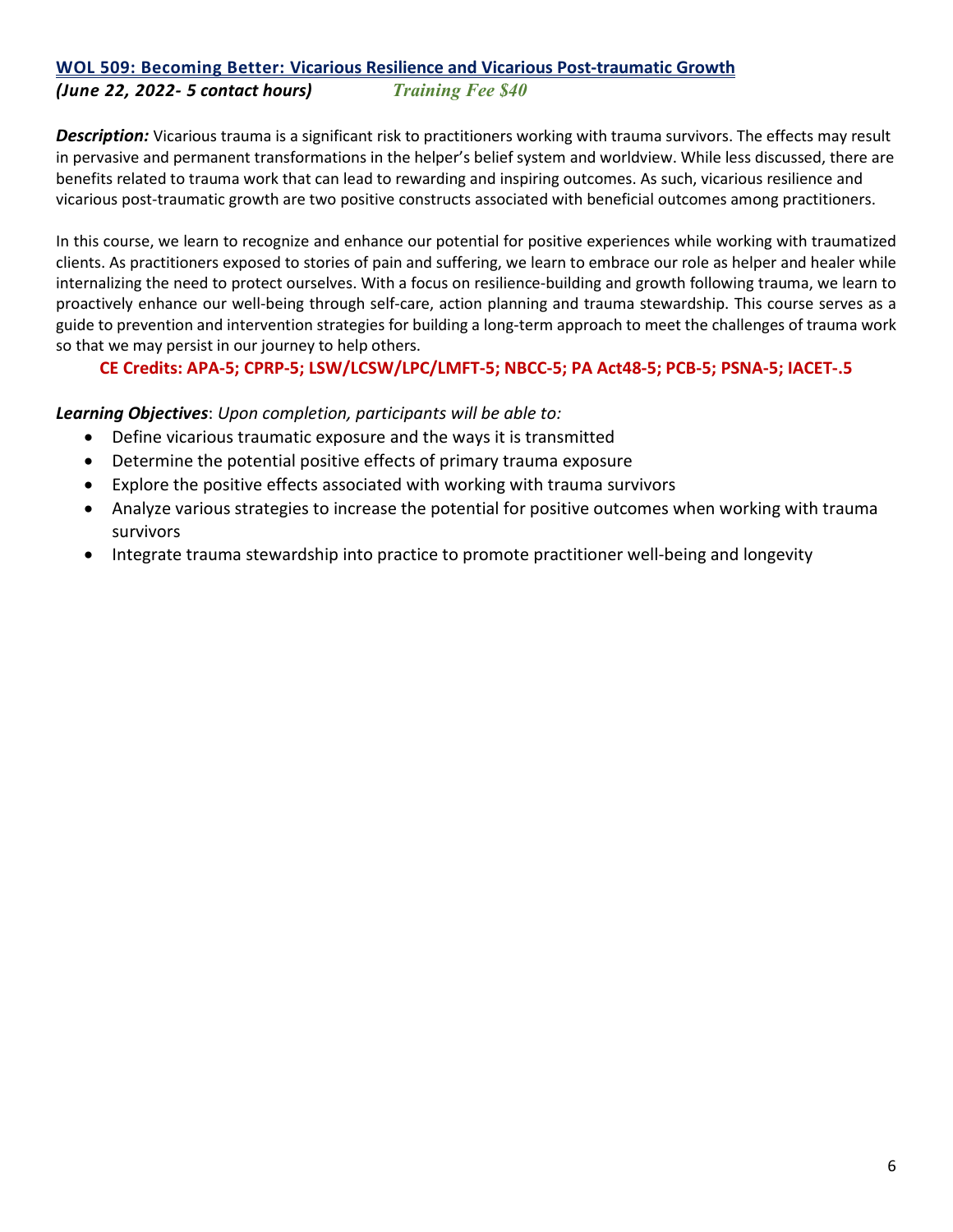## WOL 509: Becoming Better: Vicarious Resilience and Vicarious Post-traumatic Growth

***(June 22, 2022- 5 contact hours)*** ***Training Fee $40***

***Description:*** Vicarious trauma is a significant risk to practitioners working with trauma survivors. The effects may result in pervasive and permanent transformations in the helper's belief system and worldview. While less discussed, there are benefits related to trauma work that can lead to rewarding and inspiring outcomes. As such, vicarious resilience and vicarious post-traumatic growth are two positive constructs associated with beneficial outcomes among practitioners.

In this course, we learn to recognize and enhance our potential for positive experiences while working with traumatized clients. As practitioners exposed to stories of pain and suffering, we learn to embrace our role as helper and healer while internalizing the need to protect ourselves. With a focus on resilience-building and growth following trauma, we learn to proactively enhance our well-being through self-care, action planning and trauma stewardship. This course serves as a guide to prevention and intervention strategies for building a long-term approach to meet the challenges of trauma work so that we may persist in our journey to help others.

**CE Credits: APA-5; CPRP-5; LSW/LCSW/LPC/LMFT-5; NBCC-5; PA Act48-5; PCB-5; PSNA-5; IACET-.5**

***Learning Objectives***: *Upon completion, participants will be able to:*

- Define vicarious traumatic exposure and the ways it is transmitted
- Determine the potential positive effects of primary trauma exposure
- Explore the positive effects associated with working with trauma survivors
- Analyze various strategies to increase the potential for positive outcomes when working with trauma survivors
- Integrate trauma stewardship into practice to promote practitioner well-being and longevity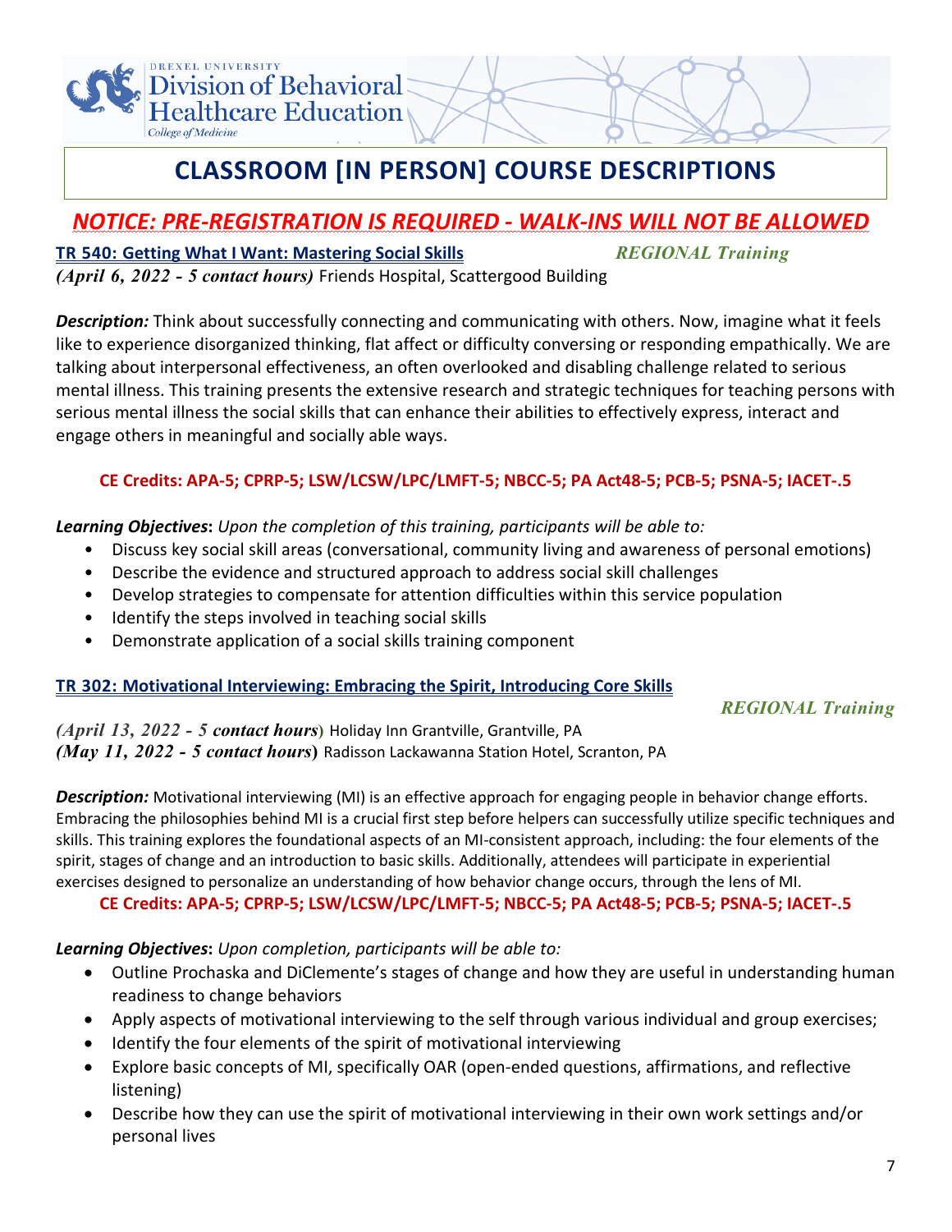# CLASSROOM [IN PERSON] COURSE DESCRIPTIONS

## *NOTICE: PRE-REGISTRATION IS REQUIRED - WALK-INS WILL NOT BE ALLOWED*

### TR 540: Getting What I Want: Mastering Social Skills *REGIONAL Training*

***(April 6, 2022 - 5 contact hours)*** Friends Hospital, Scattergood Building

***Description:*** Think about successfully connecting and communicating with others. Now, imagine what it feels like to experience disorganized thinking, flat affect or difficulty conversing or responding empathically. We are talking about interpersonal effectiveness, an often overlooked and disabling challenge related to serious mental illness. This training presents the extensive research and strategic techniques for teaching persons with serious mental illness the social skills that can enhance their abilities to effectively express, interact and engage others in meaningful and socially able ways.

**CE Credits: APA-5; CPRP-5; LSW/LCSW/LPC/LMFT-5; NBCC-5; PA Act48-5; PCB-5; PSNA-5; IACET-.5**

***Learning Objectives*****:** *Upon the completion of this training, participants will be able to:*

- Discuss key social skill areas (conversational, community living and awareness of personal emotions)
- Describe the evidence and structured approach to address social skill challenges
- Develop strategies to compensate for attention difficulties within this service population
- Identify the steps involved in teaching social skills
- Demonstrate application of a social skills training component

### TR 302: Motivational Interviewing: Embracing the Spirit, Introducing Core Skills *REGIONAL Training*

***(April 13, 2022 - 5 contact hours)*** Holiday Inn Grantville, Grantville, PA
***(May 11, 2022 - 5 contact hours)*** Radisson Lackawanna Station Hotel, Scranton, PA

***Description:*** Motivational interviewing (MI) is an effective approach for engaging people in behavior change efforts. Embracing the philosophies behind MI is a crucial first step before helpers can successfully utilize specific techniques and skills. This training explores the foundational aspects of an MI-consistent approach, including: the four elements of the spirit, stages of change and an introduction to basic skills. Additionally, attendees will participate in experiential exercises designed to personalize an understanding of how behavior change occurs, through the lens of MI.

**CE Credits: APA-5; CPRP-5; LSW/LCSW/LPC/LMFT-5; NBCC-5; PA Act48-5; PCB-5; PSNA-5; IACET-.5**

***Learning Objectives*****:** *Upon completion, participants will be able to:*

- Outline Prochaska and DiClemente's stages of change and how they are useful in understanding human readiness to change behaviors
- Apply aspects of motivational interviewing to the self through various individual and group exercises;
- Identify the four elements of the spirit of motivational interviewing
- Explore basic concepts of MI, specifically OAR (open-ended questions, affirmations, and reflective listening)
- Describe how they can use the spirit of motivational interviewing in their own work settings and/or personal lives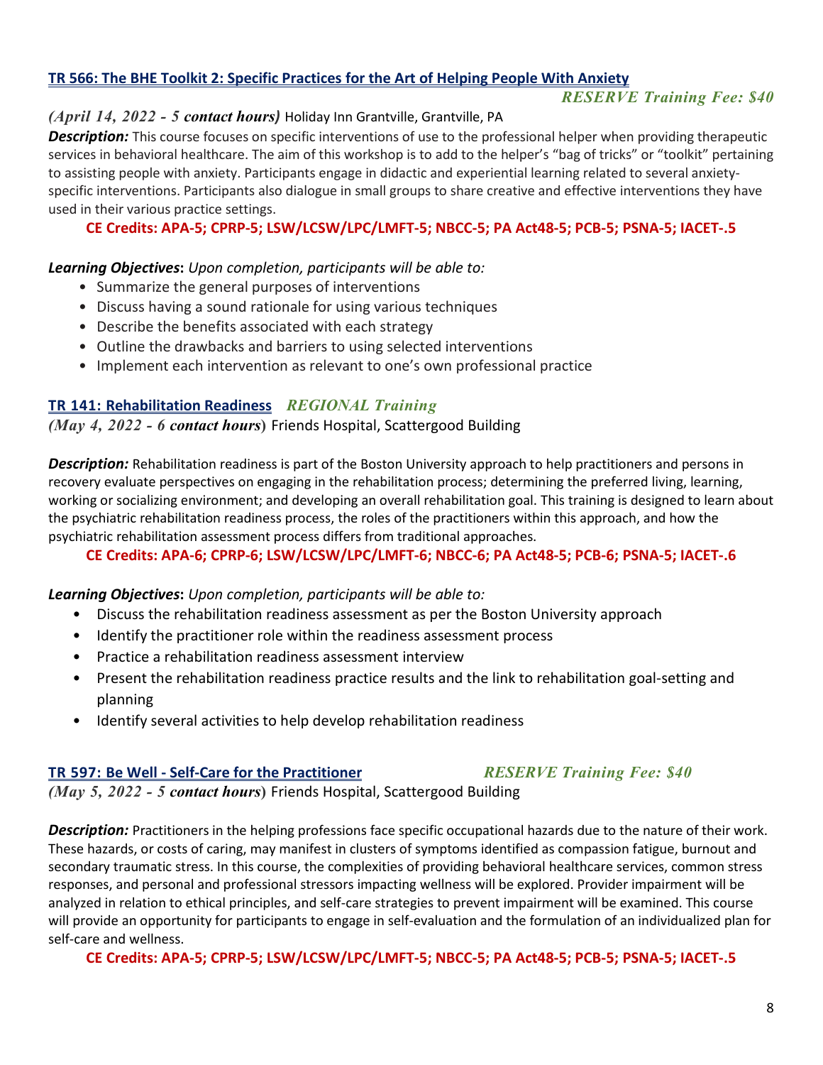### TR 566: The BHE Toolkit 2: Specific Practices for the Art of Helping People With Anxiety

***RESERVE Training Fee: $40***

*(April 14, 2022 - 5 **contact hours**)* Holiday Inn Grantville, Grantville, PA

***Description:*** This course focuses on specific interventions of use to the professional helper when providing therapeutic services in behavioral healthcare. The aim of this workshop is to add to the helper's "bag of tricks" or "toolkit" pertaining to assisting people with anxiety. Participants engage in didactic and experiential learning related to several anxiety-specific interventions. Participants also dialogue in small groups to share creative and effective interventions they have used in their various practice settings.

**CE Credits: APA-5; CPRP-5; LSW/LCSW/LPC/LMFT-5; NBCC-5; PA Act48-5; PCB-5; PSNA-5; IACET-.5**

***Learning Objectives*: *Upon completion, participants will be able to:***

- Summarize the general purposes of interventions
- Discuss having a sound rationale for using various techniques
- Describe the benefits associated with each strategy
- Outline the drawbacks and barriers to using selected interventions
- Implement each intervention as relevant to one's own professional practice

### TR 141: Rehabilitation Readiness *REGIONAL Training*

*(May 4, 2022 - 6 **contact hours**)* Friends Hospital, Scattergood Building

***Description:*** Rehabilitation readiness is part of the Boston University approach to help practitioners and persons in recovery evaluate perspectives on engaging in the rehabilitation process; determining the preferred living, learning, working or socializing environment; and developing an overall rehabilitation goal. This training is designed to learn about the psychiatric rehabilitation readiness process, the roles of the practitioners within this approach, and how the psychiatric rehabilitation assessment process differs from traditional approaches.

**CE Credits: APA-6; CPRP-6; LSW/LCSW/LPC/LMFT-6; NBCC-6; PA Act48-5; PCB-6; PSNA-5; IACET-.6**

***Learning Objectives*: *Upon completion, participants will be able to:***

- Discuss the rehabilitation readiness assessment as per the Boston University approach
- Identify the practitioner role within the readiness assessment process
- Practice a rehabilitation readiness assessment interview
- Present the rehabilitation readiness practice results and the link to rehabilitation goal-setting and planning
- Identify several activities to help develop rehabilitation readiness

### TR 597: Be Well - Self-Care for the Practitioner *RESERVE Training Fee: $40*

*(May 5, 2022 - 5 **contact hours**)* Friends Hospital, Scattergood Building

***Description:*** Practitioners in the helping professions face specific occupational hazards due to the nature of their work. These hazards, or costs of caring, may manifest in clusters of symptoms identified as compassion fatigue, burnout and secondary traumatic stress. In this course, the complexities of providing behavioral healthcare services, common stress responses, and personal and professional stressors impacting wellness will be explored. Provider impairment will be analyzed in relation to ethical principles, and self-care strategies to prevent impairment will be examined. This course will provide an opportunity for participants to engage in self-evaluation and the formulation of an individualized plan for self-care and wellness.

**CE Credits: APA-5; CPRP-5; LSW/LCSW/LPC/LMFT-5; NBCC-5; PA Act48-5; PCB-5; PSNA-5; IACET-.5**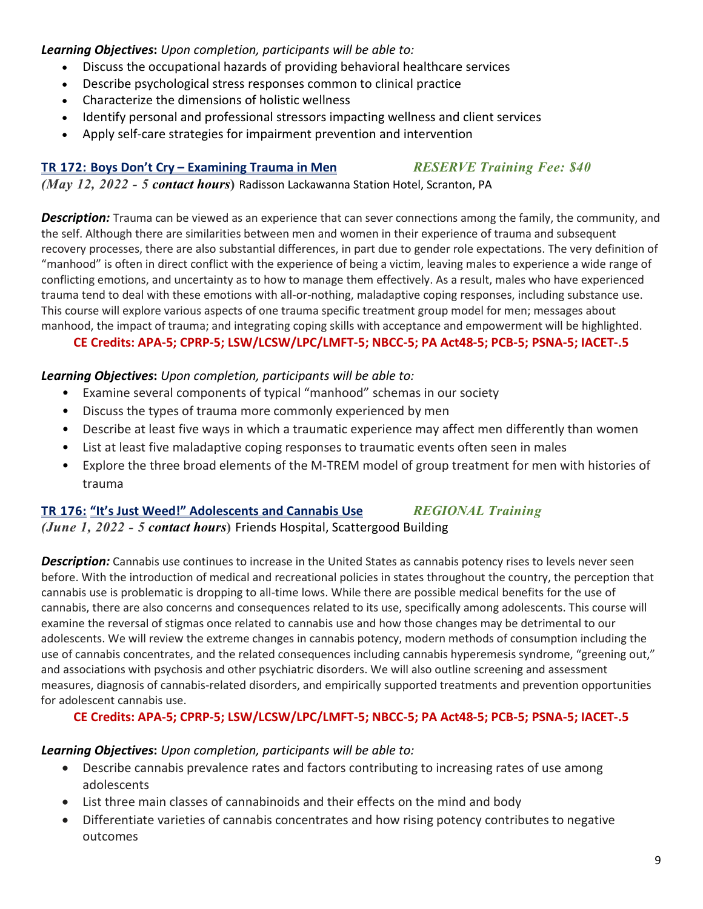***Learning Objectives*****:** *Upon completion, participants will be able to:*

- Discuss the occupational hazards of providing behavioral healthcare services
- Describe psychological stress responses common to clinical practice
- Characterize the dimensions of holistic wellness
- Identify personal and professional stressors impacting wellness and client services
- Apply self-care strategies for impairment prevention and intervention

## TR 172: Boys Don't Cry – Examining Trauma in Men *RESERVE Training Fee: $40*

***(May 12, 2022 - 5 contact hours)*** Radisson Lackawanna Station Hotel, Scranton, PA

***Description:*** Trauma can be viewed as an experience that can sever connections among the family, the community, and the self. Although there are similarities between men and women in their experience of trauma and subsequent recovery processes, there are also substantial differences, in part due to gender role expectations. The very definition of "manhood" is often in direct conflict with the experience of being a victim, leaving males to experience a wide range of conflicting emotions, and uncertainty as to how to manage them effectively. As a result, males who have experienced trauma tend to deal with these emotions with all-or-nothing, maladaptive coping responses, including substance use. This course will explore various aspects of one trauma specific treatment group model for men; messages about manhood, the impact of trauma; and integrating coping skills with acceptance and empowerment will be highlighted.

**CE Credits: APA-5; CPRP-5; LSW/LCSW/LPC/LMFT-5; NBCC-5; PA Act48-5; PCB-5; PSNA-5; IACET-.5**

***Learning Objectives*****:** *Upon completion, participants will be able to:*

- Examine several components of typical "manhood" schemas in our society
- Discuss the types of trauma more commonly experienced by men
- Describe at least five ways in which a traumatic experience may affect men differently than women
- List at least five maladaptive coping responses to traumatic events often seen in males
- Explore the three broad elements of the M-TREM model of group treatment for men with histories of trauma

## TR 176: "It's Just Weed!" Adolescents and Cannabis Use *REGIONAL Training*

***(June 1, 2022 - 5 contact hours)*** Friends Hospital, Scattergood Building

***Description:*** Cannabis use continues to increase in the United States as cannabis potency rises to levels never seen before. With the introduction of medical and recreational policies in states throughout the country, the perception that cannabis use is problematic is dropping to all-time lows. While there are possible medical benefits for the use of cannabis, there are also concerns and consequences related to its use, specifically among adolescents. This course will examine the reversal of stigmas once related to cannabis use and how those changes may be detrimental to our adolescents. We will review the extreme changes in cannabis potency, modern methods of consumption including the use of cannabis concentrates, and the related consequences including cannabis hyperemesis syndrome, "greening out," and associations with psychosis and other psychiatric disorders. We will also outline screening and assessment measures, diagnosis of cannabis-related disorders, and empirically supported treatments and prevention opportunities for adolescent cannabis use.

**CE Credits: APA-5; CPRP-5; LSW/LCSW/LPC/LMFT-5; NBCC-5; PA Act48-5; PCB-5; PSNA-5; IACET-.5**

***Learning Objectives*****:** *Upon completion, participants will be able to:*

- Describe cannabis prevalence rates and factors contributing to increasing rates of use among adolescents
- List three main classes of cannabinoids and their effects on the mind and body
- Differentiate varieties of cannabis concentrates and how rising potency contributes to negative outcomes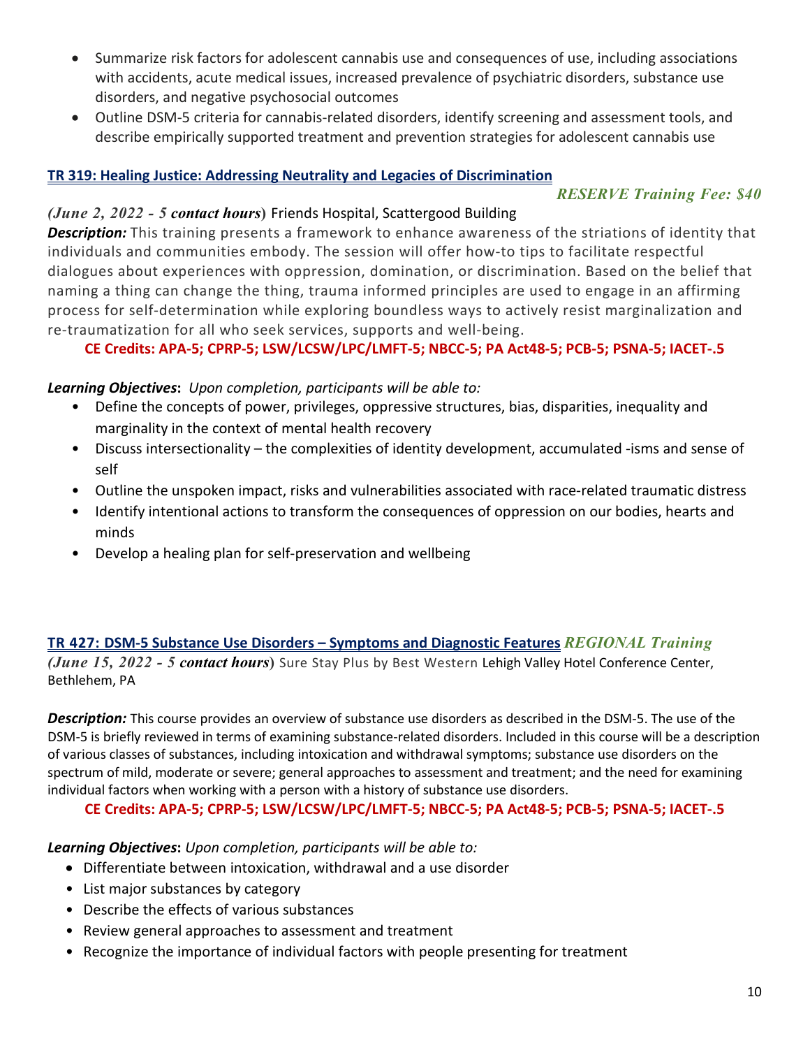- Summarize risk factors for adolescent cannabis use and consequences of use, including associations with accidents, acute medical issues, increased prevalence of psychiatric disorders, substance use disorders, and negative psychosocial outcomes
- Outline DSM-5 criteria for cannabis-related disorders, identify screening and assessment tools, and describe empirically supported treatment and prevention strategies for adolescent cannabis use

### TR 319: Healing Justice: Addressing Neutrality and Legacies of Discrimination

*RESERVE Training Fee: $40*

***(June 2, 2022 - 5 contact hours)*** Friends Hospital, Scattergood Building

***Description:*** This training presents a framework to enhance awareness of the striations of identity that individuals and communities embody. The session will offer how-to tips to facilitate respectful dialogues about experiences with oppression, domination, or discrimination. Based on the belief that naming a thing can change the thing, trauma informed principles are used to engage in an affirming process for self-determination while exploring boundless ways to actively resist marginalization and re-traumatization for all who seek services, supports and well-being.

**CE Credits: APA-5; CPRP-5; LSW/LCSW/LPC/LMFT-5; NBCC-5; PA Act48-5; PCB-5; PSNA-5; IACET-.5**

***Learning Objectives*: *Upon completion, participants will be able to:***

- Define the concepts of power, privileges, oppressive structures, bias, disparities, inequality and marginality in the context of mental health recovery
- Discuss intersectionality – the complexities of identity development, accumulated -isms and sense of self
- Outline the unspoken impact, risks and vulnerabilities associated with race-related traumatic distress
- Identify intentional actions to transform the consequences of oppression on our bodies, hearts and minds
- Develop a healing plan for self-preservation and wellbeing

### TR 427: DSM-5 Substance Use Disorders – Symptoms and Diagnostic Features *REGIONAL Training*

***(June 15, 2022 - 5 contact hours)*** Sure Stay Plus by Best Western Lehigh Valley Hotel Conference Center, Bethlehem, PA

***Description:*** This course provides an overview of substance use disorders as described in the DSM-5. The use of the DSM-5 is briefly reviewed in terms of examining substance-related disorders. Included in this course will be a description of various classes of substances, including intoxication and withdrawal symptoms; substance use disorders on the spectrum of mild, moderate or severe; general approaches to assessment and treatment; and the need for examining individual factors when working with a person with a history of substance use disorders.

**CE Credits: APA-5; CPRP-5; LSW/LCSW/LPC/LMFT-5; NBCC-5; PA Act48-5; PCB-5; PSNA-5; IACET-.5**

***Learning Objectives*: *Upon completion, participants will be able to:***

- Differentiate between intoxication, withdrawal and a use disorder
- List major substances by category
- Describe the effects of various substances
- Review general approaches to assessment and treatment
- Recognize the importance of individual factors with people presenting for treatment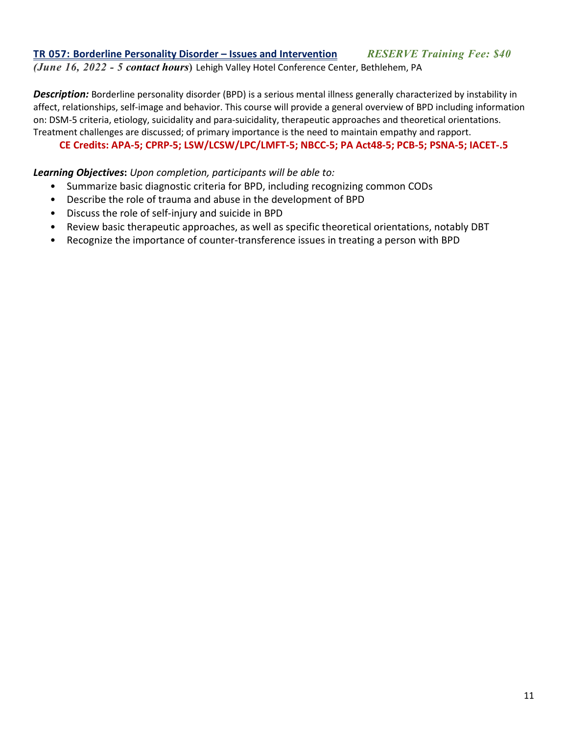### TR 057: Borderline Personality Disorder – Issues and Intervention *RESERVE Training Fee: $40*

***(June 16, 2022 - 5 contact hours)*** Lehigh Valley Hotel Conference Center, Bethlehem, PA

***Description:*** Borderline personality disorder (BPD) is a serious mental illness generally characterized by instability in affect, relationships, self-image and behavior. This course will provide a general overview of BPD including information on: DSM-5 criteria, etiology, suicidality and para-suicidality, therapeutic approaches and theoretical orientations. Treatment challenges are discussed; of primary importance is the need to maintain empathy and rapport.

**CE Credits: APA-5; CPRP-5; LSW/LCSW/LPC/LMFT-5; NBCC-5; PA Act48-5; PCB-5; PSNA-5; IACET-.5**

***Learning Objectives*****:** *Upon completion, participants will be able to:*

- Summarize basic diagnostic criteria for BPD, including recognizing common CODs
- Describe the role of trauma and abuse in the development of BPD
- Discuss the role of self-injury and suicide in BPD
- Review basic therapeutic approaches, as well as specific theoretical orientations, notably DBT
- Recognize the importance of counter-transference issues in treating a person with BPD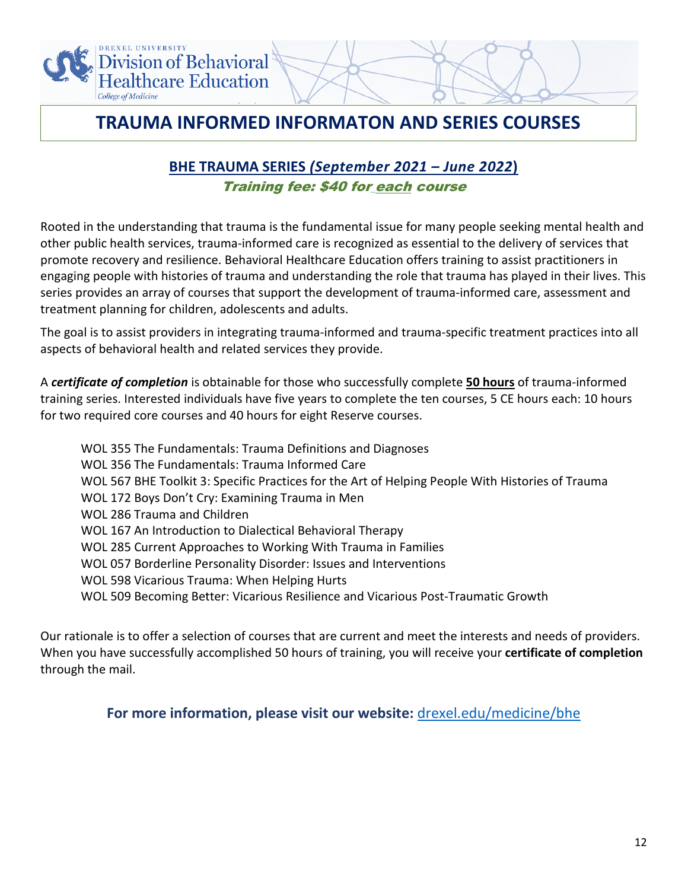# TRAUMA INFORMED INFORMATON AND SERIES COURSES

## BHE TRAUMA SERIES *(September 2021 – June 2022)*

***Training fee: $40 for each course***

Rooted in the understanding that trauma is the fundamental issue for many people seeking mental health and other public health services, trauma-informed care is recognized as essential to the delivery of services that promote recovery and resilience. Behavioral Healthcare Education offers training to assist practitioners in engaging people with histories of trauma and understanding the role that trauma has played in their lives. This series provides an array of courses that support the development of trauma-informed care, assessment and treatment planning for children, adolescents and adults.

The goal is to assist providers in integrating trauma-informed and trauma-specific treatment practices into all aspects of behavioral health and related services they provide.

A ***certificate of completion*** is obtainable for those who successfully complete **50 hours** of trauma-informed training series. Interested individuals have five years to complete the ten courses, 5 CE hours each: 10 hours for two required core courses and 40 hours for eight Reserve courses.

- WOL 355 The Fundamentals: Trauma Definitions and Diagnoses
- WOL 356 The Fundamentals: Trauma Informed Care
- WOL 567 BHE Toolkit 3: Specific Practices for the Art of Helping People With Histories of Trauma
- WOL 172 Boys Don't Cry: Examining Trauma in Men
- WOL 286 Trauma and Children
- WOL 167 An Introduction to Dialectical Behavioral Therapy
- WOL 285 Current Approaches to Working With Trauma in Families
- WOL 057 Borderline Personality Disorder: Issues and Interventions
- WOL 598 Vicarious Trauma: When Helping Hurts
- WOL 509 Becoming Better: Vicarious Resilience and Vicarious Post-Traumatic Growth

Our rationale is to offer a selection of courses that are current and meet the interests and needs of providers. When you have successfully accomplished 50 hours of training, you will receive your **certificate of completion** through the mail.

**For more information, please visit our website:** drexel.edu/medicine/bhe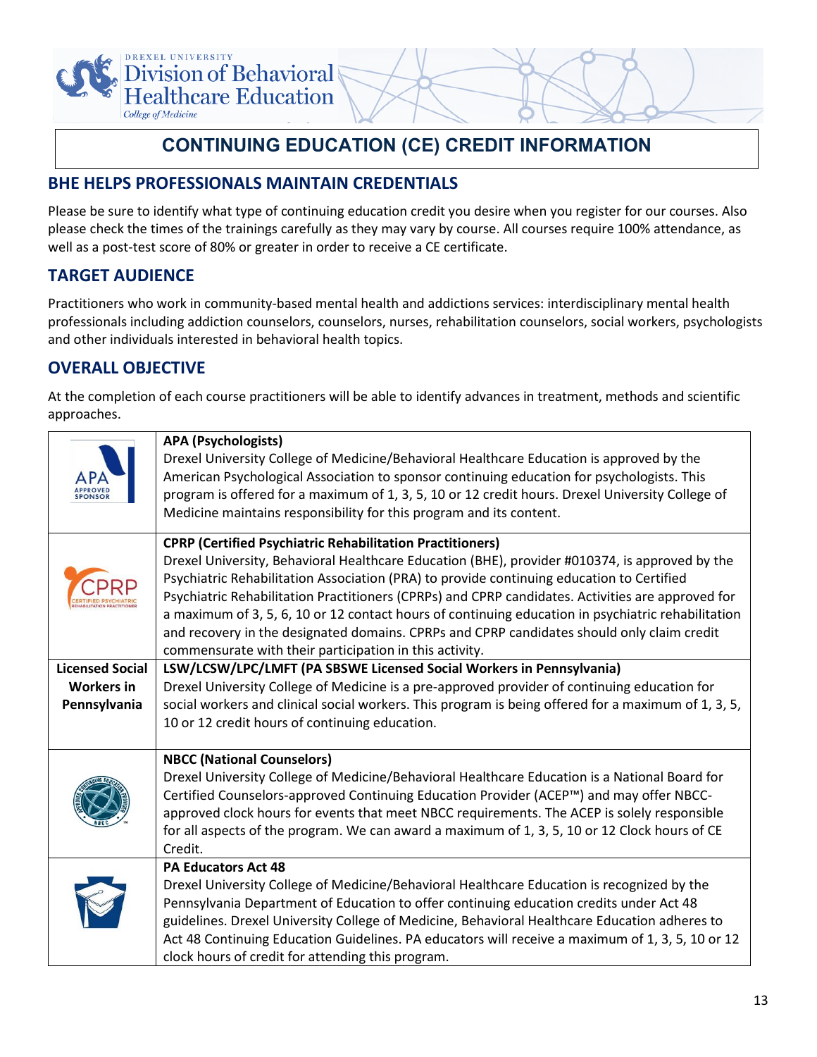# CONTINUING EDUCATION (CE) CREDIT INFORMATION

## BHE HELPS PROFESSIONALS MAINTAIN CREDENTIALS

Please be sure to identify what type of continuing education credit you desire when you register for our courses. Also please check the times of the trainings carefully as they may vary by course. All courses require 100% attendance, as well as a post-test score of 80% or greater in order to receive a CE certificate.

## TARGET AUDIENCE

Practitioners who work in community-based mental health and addictions services: interdisciplinary mental health professionals including addiction counselors, counselors, nurses, rehabilitation counselors, social workers, psychologists and other individuals interested in behavioral health topics.

## OVERALL OBJECTIVE

At the completion of each course practitioners will be able to identify advances in treatment, methods and scientific approaches.

| | |
|---|---|
| APA APPROVED SPONSOR | **APA (Psychologists)**<br>Drexel University College of Medicine/Behavioral Healthcare Education is approved by the American Psychological Association to sponsor continuing education for psychologists. This program is offered for a maximum of 1, 3, 5, 10 or 12 credit hours. Drexel University College of Medicine maintains responsibility for this program and its content. |
| CPRP CERTIFIED PSYCHIATRIC REHABILITATION PRACTITIONER | **CPRP (Certified Psychiatric Rehabilitation Practitioners)**<br>Drexel University, Behavioral Healthcare Education (BHE), provider #010374, is approved by the Psychiatric Rehabilitation Association (PRA) to provide continuing education to Certified Psychiatric Rehabilitation Practitioners (CPRPs) and CPRP candidates. Activities are approved for a maximum of 3, 5, 6, 10 or 12 contact hours of continuing education in psychiatric rehabilitation and recovery in the designated domains. CPRPs and CPRP candidates should only claim credit commensurate with their participation in this activity. |
| **Licensed Social Workers in Pennsylvania** | **LSW/LCSW/LPC/LMFT (PA SBSWE Licensed Social Workers in Pennsylvania)**<br>Drexel University College of Medicine is a pre-approved provider of continuing education for social workers and clinical social workers. This program is being offered for a maximum of 1, 3, 5, 10 or 12 credit hours of continuing education. |
| | **NBCC (National Counselors)**<br>Drexel University College of Medicine/Behavioral Healthcare Education is a National Board for Certified Counselors-approved Continuing Education Provider (ACEP™) and may offer NBCC-approved clock hours for events that meet NBCC requirements. The ACEP is solely responsible for all aspects of the program. We can award a maximum of 1, 3, 5, 10 or 12 Clock hours of CE Credit. |
| | **PA Educators Act 48**<br>Drexel University College of Medicine/Behavioral Healthcare Education is recognized by the Pennsylvania Department of Education to offer continuing education credits under Act 48 guidelines. Drexel University College of Medicine, Behavioral Healthcare Education adheres to Act 48 Continuing Education Guidelines. PA educators will receive a maximum of 1, 3, 5, 10 or 12 clock hours of credit for attending this program. |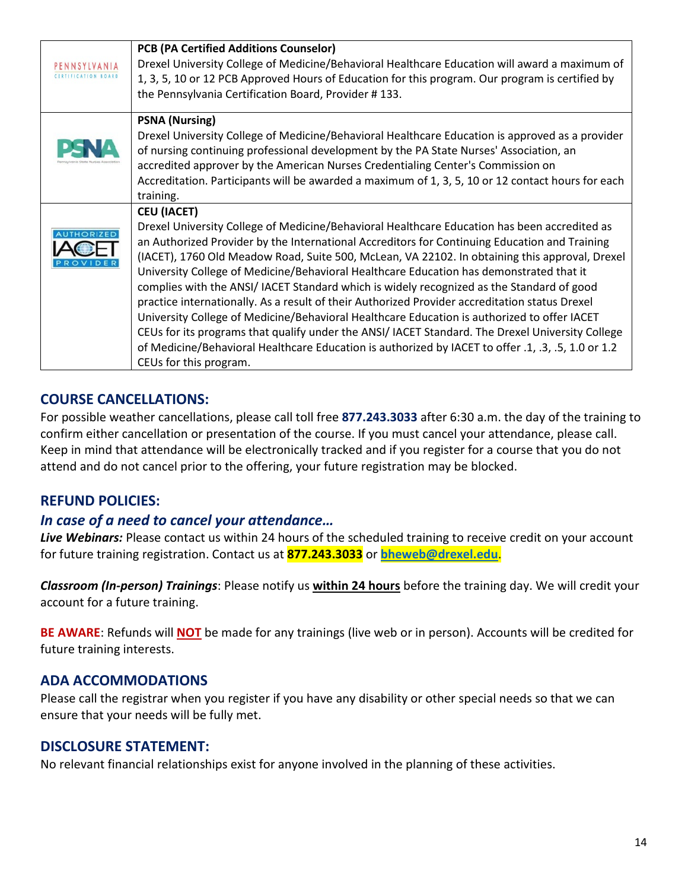| | |
|---|---|
| PENNSYLVANIA CERTIFICATION BOARD | **PCB (PA Certified Additions Counselor)** Drexel University College of Medicine/Behavioral Healthcare Education will award a maximum of 1, 3, 5, 10 or 12 PCB Approved Hours of Education for this program. Our program is certified by the Pennsylvania Certification Board, Provider # 133. |
| PSNA | **PSNA (Nursing)** Drexel University College of Medicine/Behavioral Healthcare Education is approved as a provider of nursing continuing professional development by the PA State Nurses' Association, an accredited approver by the American Nurses Credentialing Center's Commission on Accreditation. Participants will be awarded a maximum of 1, 3, 5, 10 or 12 contact hours for each training. |
| AUTHORIZED IACET PROVIDER | **CEU (IACET)** Drexel University College of Medicine/Behavioral Healthcare Education has been accredited as an Authorized Provider by the International Accreditors for Continuing Education and Training (IACET), 1760 Old Meadow Road, Suite 500, McLean, VA 22102. In obtaining this approval, Drexel University College of Medicine/Behavioral Healthcare Education has demonstrated that it complies with the ANSI/ IACET Standard which is widely recognized as the Standard of good practice internationally. As a result of their Authorized Provider accreditation status Drexel University College of Medicine/Behavioral Healthcare Education is authorized to offer IACET CEUs for its programs that qualify under the ANSI/ IACET Standard. The Drexel University College of Medicine/Behavioral Healthcare Education is authorized by IACET to offer .1, .3, .5, 1.0 or 1.2 CEUs for this program. |

## COURSE CANCELLATIONS:

For possible weather cancellations, please call toll free **877.243.3033** after 6:30 a.m. the day of the training to confirm either cancellation or presentation of the course. If you must cancel your attendance, please call. Keep in mind that attendance will be electronically tracked and if you register for a course that you do not attend and do not cancel prior to the offering, your future registration may be blocked.

## REFUND POLICIES:

### *In case of a need to cancel your attendance…*

***Live Webinars:*** Please contact us within 24 hours of the scheduled training to receive credit on your account for future training registration. Contact us at **877.243.3033** or **bheweb@drexel.edu**.

***Classroom (In-person) Trainings***: Please notify us **within 24 hours** before the training day. We will credit your account for a future training.

**BE AWARE**: Refunds will **NOT** be made for any trainings (live web or in person). Accounts will be credited for future training interests.

## ADA ACCOMMODATIONS

Please call the registrar when you register if you have any disability or other special needs so that we can ensure that your needs will be fully met.

## DISCLOSURE STATEMENT:

No relevant financial relationships exist for anyone involved in the planning of these activities.